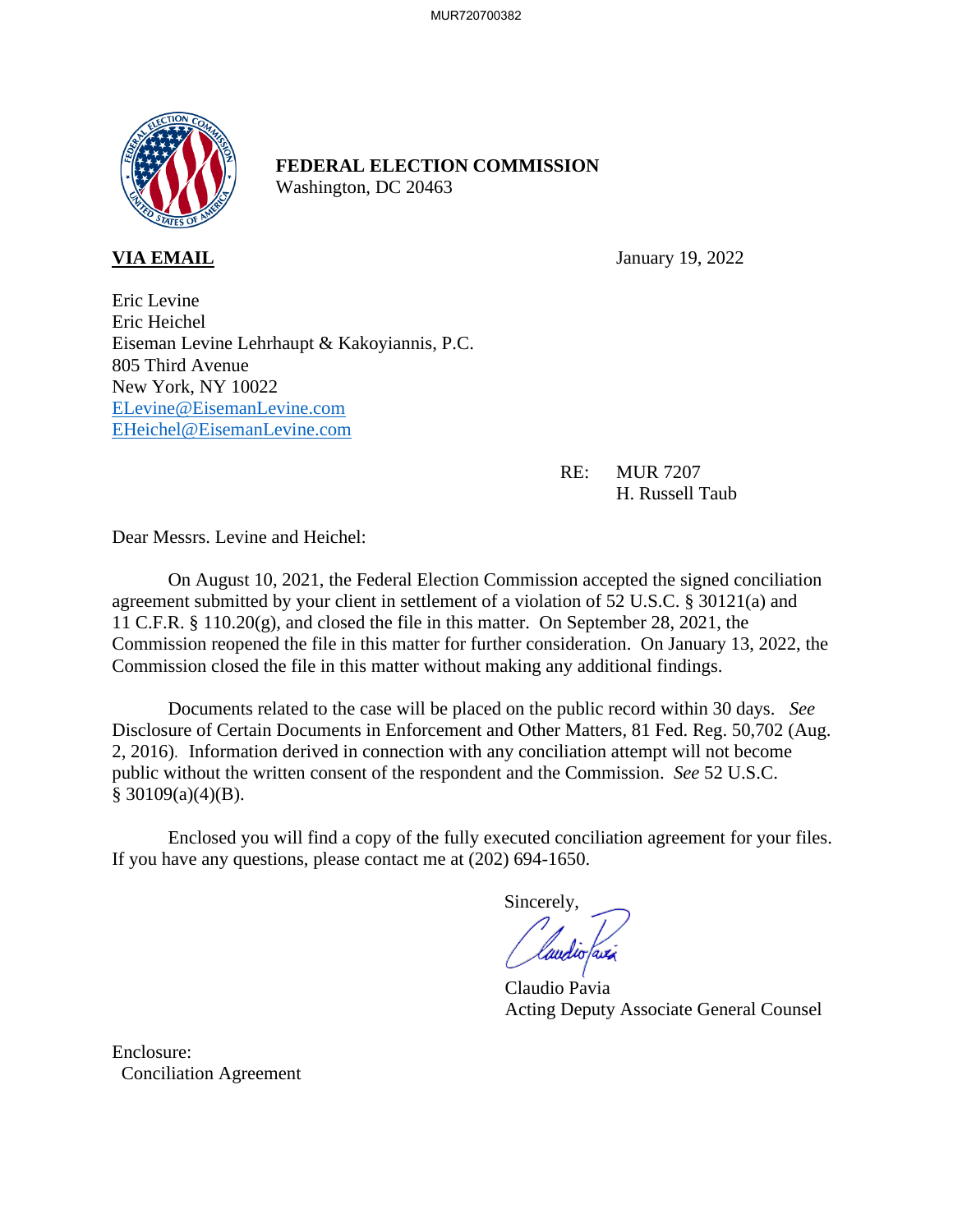**FEDERAL ELECTION COMMISSION**
Washington, DC 20463

**VIA EMAIL**

January 19, 2022

Eric Levine
Eric Heichel
Eiseman Levine Lehrhaupt & Kakoyiannis, P.C.
805 Third Avenue
New York, NY 10022
ELevine@EisemanLevine.com
EHeichel@EisemanLevine.com

RE: MUR 7207
H. Russell Taub

Dear Messrs. Levine and Heichel:

On August 10, 2021, the Federal Election Commission accepted the signed conciliation agreement submitted by your client in settlement of a violation of 52 U.S.C. § 30121(a) and 11 C.F.R. § 110.20(g), and closed the file in this matter. On September 28, 2021, the Commission reopened the file in this matter for further consideration. On January 13, 2022, the Commission closed the file in this matter without making any additional findings.

Documents related to the case will be placed on the public record within 30 days. *See* Disclosure of Certain Documents in Enforcement and Other Matters, 81 Fed. Reg. 50,702 (Aug. 2, 2016). Information derived in connection with any conciliation attempt will not become public without the written consent of the respondent and the Commission. *See* 52 U.S.C. § 30109(a)(4)(B).

Enclosed you will find a copy of the fully executed conciliation agreement for your files. If you have any questions, please contact me at (202) 694-1650.

Sincerely,

Claudio Pavia
Acting Deputy Associate General Counsel

Enclosure:
Conciliation Agreement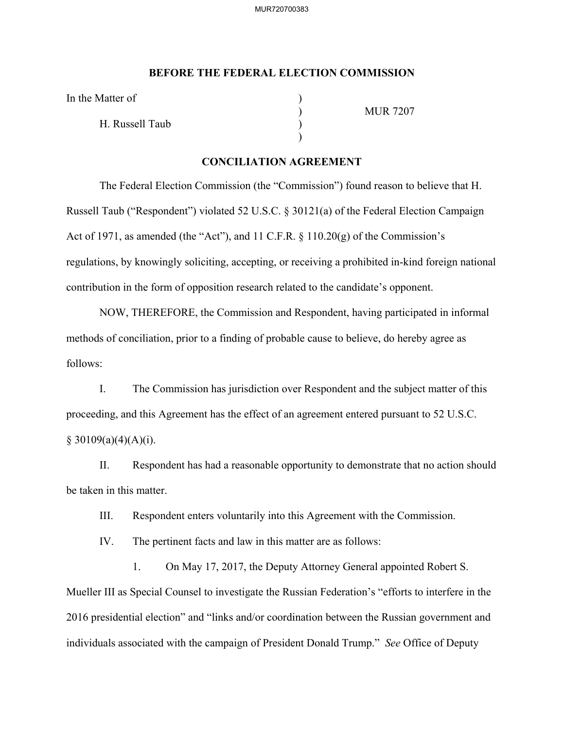**BEFORE THE FEDERAL ELECTION COMMISSION**

| | | |
|---|---|---|
| In the Matter of | ) | |
| | ) | MUR 7207 |
| H. Russell Taub | ) | |
| | ) | |

**CONCILIATION AGREEMENT**

The Federal Election Commission (the "Commission") found reason to believe that H. Russell Taub ("Respondent") violated 52 U.S.C. § 30121(a) of the Federal Election Campaign Act of 1971, as amended (the "Act"), and 11 C.F.R. § 110.20(g) of the Commission's regulations, by knowingly soliciting, accepting, or receiving a prohibited in-kind foreign national contribution in the form of opposition research related to the candidate's opponent.

NOW, THEREFORE, the Commission and Respondent, having participated in informal methods of conciliation, prior to a finding of probable cause to believe, do hereby agree as follows:

I. The Commission has jurisdiction over Respondent and the subject matter of this proceeding, and this Agreement has the effect of an agreement entered pursuant to 52 U.S.C. § 30109(a)(4)(A)(i).

II. Respondent has had a reasonable opportunity to demonstrate that no action should be taken in this matter.

III. Respondent enters voluntarily into this Agreement with the Commission.

IV. The pertinent facts and law in this matter are as follows:

1. On May 17, 2017, the Deputy Attorney General appointed Robert S. Mueller III as Special Counsel to investigate the Russian Federation's "efforts to interfere in the 2016 presidential election" and "links and/or coordination between the Russian government and individuals associated with the campaign of President Donald Trump." *See* Office of Deputy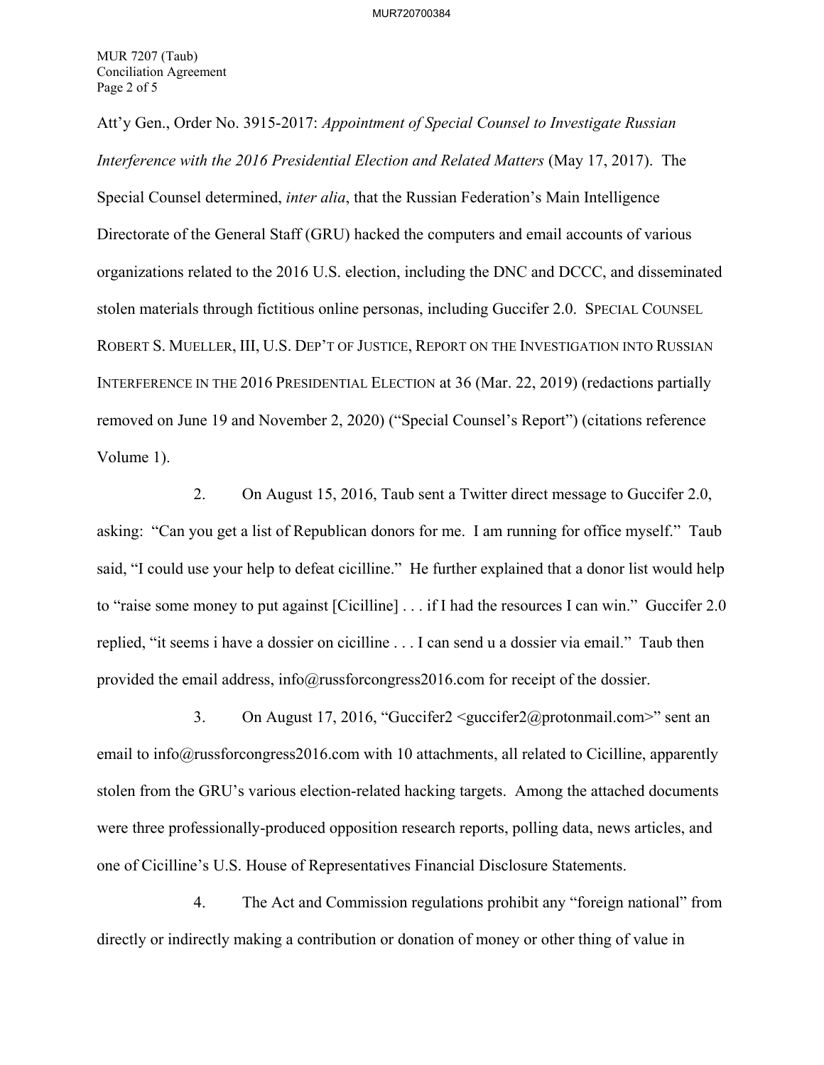Att'y Gen., Order No. 3915-2017: *Appointment of Special Counsel to Investigate Russian Interference with the 2016 Presidential Election and Related Matters* (May 17, 2017). The Special Counsel determined, *inter alia*, that the Russian Federation's Main Intelligence Directorate of the General Staff (GRU) hacked the computers and email accounts of various organizations related to the 2016 U.S. election, including the DNC and DCCC, and disseminated stolen materials through fictitious online personas, including Guccifer 2.0. SPECIAL COUNSEL ROBERT S. MUELLER, III, U.S. DEP'T OF JUSTICE, REPORT ON THE INVESTIGATION INTO RUSSIAN INTERFERENCE IN THE 2016 PRESIDENTIAL ELECTION at 36 (Mar. 22, 2019) (redactions partially removed on June 19 and November 2, 2020) ("Special Counsel's Report") (citations reference Volume 1).

2. On August 15, 2016, Taub sent a Twitter direct message to Guccifer 2.0, asking: "Can you get a list of Republican donors for me. I am running for office myself." Taub said, "I could use your help to defeat cicilline." He further explained that a donor list would help to "raise some money to put against [Cicilline] . . . if I had the resources I can win." Guccifer 2.0 replied, "it seems i have a dossier on cicilline . . . I can send u a dossier via email." Taub then provided the email address, info@russforcongress2016.com for receipt of the dossier.

3. On August 17, 2016, "Guccifer2 <guccifer2@protonmail.com>" sent an email to info@russforcongress2016.com with 10 attachments, all related to Cicilline, apparently stolen from the GRU's various election-related hacking targets. Among the attached documents were three professionally-produced opposition research reports, polling data, news articles, and one of Cicilline's U.S. House of Representatives Financial Disclosure Statements.

4. The Act and Commission regulations prohibit any "foreign national" from directly or indirectly making a contribution or donation of money or other thing of value in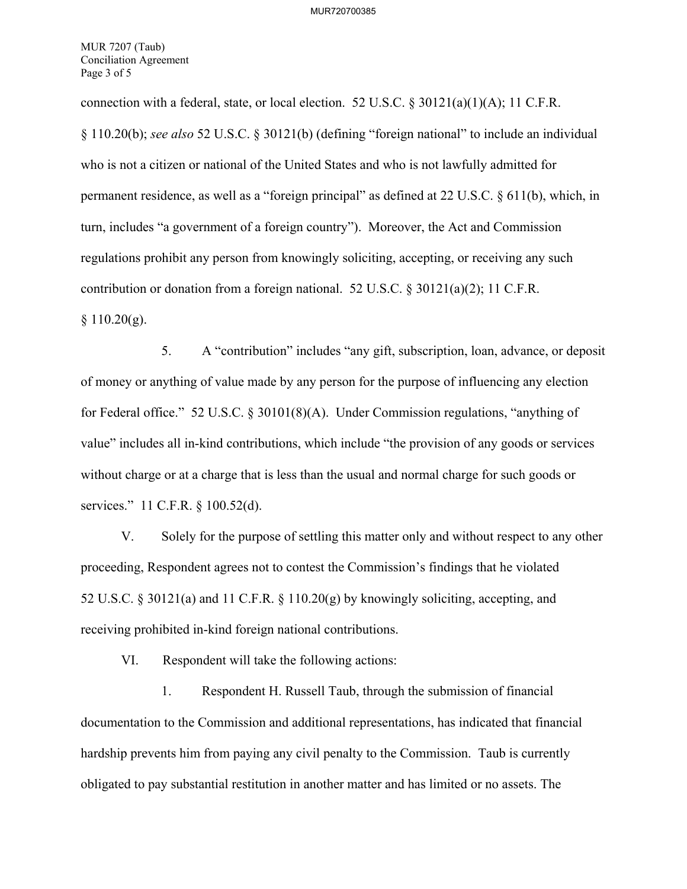connection with a federal, state, or local election. 52 U.S.C. § 30121(a)(1)(A); 11 C.F.R. § 110.20(b); *see also* 52 U.S.C. § 30121(b) (defining "foreign national" to include an individual who is not a citizen or national of the United States and who is not lawfully admitted for permanent residence, as well as a "foreign principal" as defined at 22 U.S.C. § 611(b), which, in turn, includes "a government of a foreign country"). Moreover, the Act and Commission regulations prohibit any person from knowingly soliciting, accepting, or receiving any such contribution or donation from a foreign national. 52 U.S.C. § 30121(a)(2); 11 C.F.R. § 110.20(g).

5. A "contribution" includes "any gift, subscription, loan, advance, or deposit of money or anything of value made by any person for the purpose of influencing any election for Federal office." 52 U.S.C. § 30101(8)(A). Under Commission regulations, "anything of value" includes all in-kind contributions, which include "the provision of any goods or services without charge or at a charge that is less than the usual and normal charge for such goods or services." 11 C.F.R. § 100.52(d).

V. Solely for the purpose of settling this matter only and without respect to any other proceeding, Respondent agrees not to contest the Commission's findings that he violated 52 U.S.C. § 30121(a) and 11 C.F.R. § 110.20(g) by knowingly soliciting, accepting, and receiving prohibited in-kind foreign national contributions.

VI. Respondent will take the following actions:

1. Respondent H. Russell Taub, through the submission of financial documentation to the Commission and additional representations, has indicated that financial hardship prevents him from paying any civil penalty to the Commission. Taub is currently obligated to pay substantial restitution in another matter and has limited or no assets. The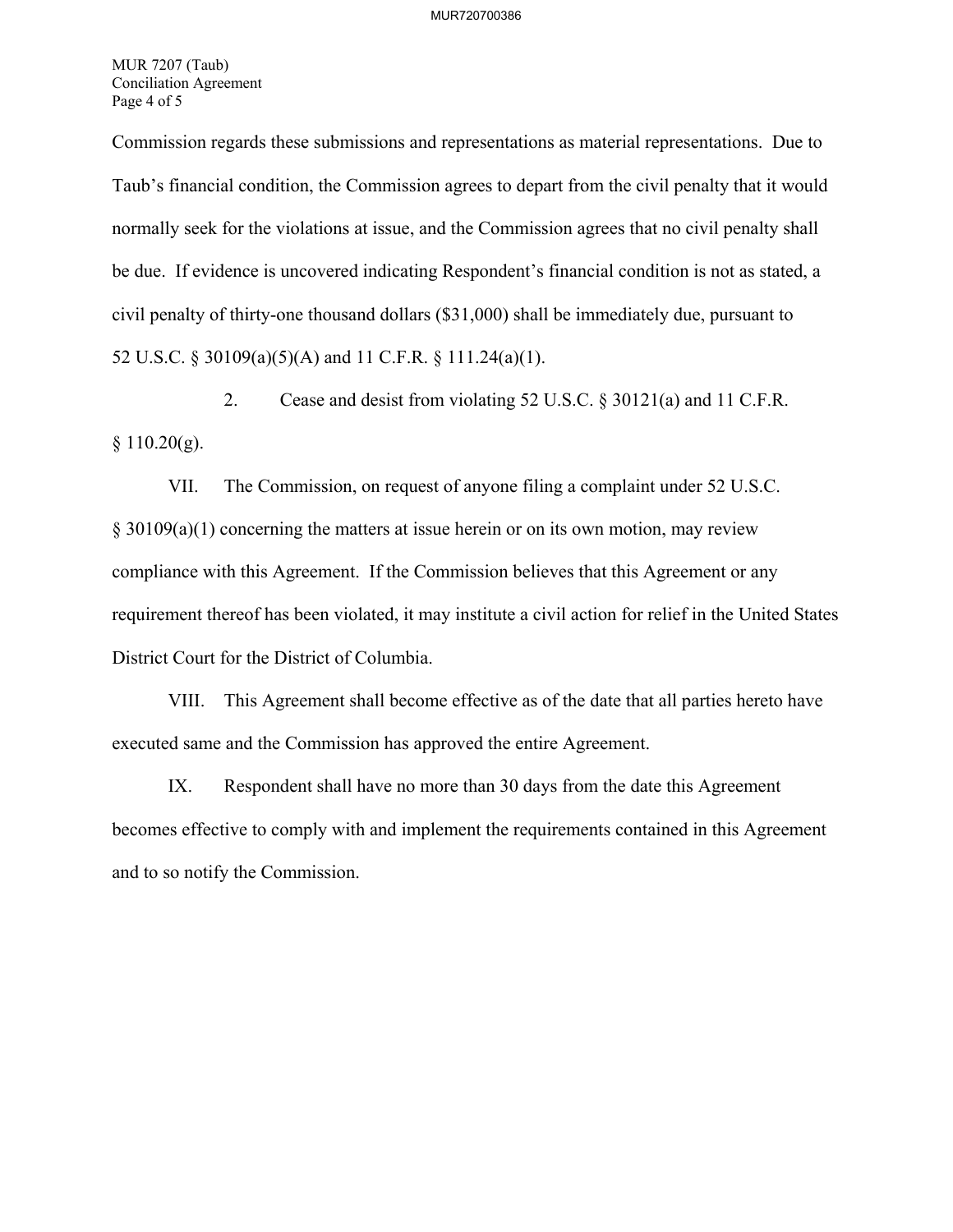Commission regards these submissions and representations as material representations. Due to Taub's financial condition, the Commission agrees to depart from the civil penalty that it would normally seek for the violations at issue, and the Commission agrees that no civil penalty shall be due. If evidence is uncovered indicating Respondent's financial condition is not as stated, a civil penalty of thirty-one thousand dollars ($31,000) shall be immediately due, pursuant to 52 U.S.C. § 30109(a)(5)(A) and 11 C.F.R. § 111.24(a)(1).

2. Cease and desist from violating 52 U.S.C. § 30121(a) and 11 C.F.R. § 110.20(g).

VII. The Commission, on request of anyone filing a complaint under 52 U.S.C. § 30109(a)(1) concerning the matters at issue herein or on its own motion, may review compliance with this Agreement. If the Commission believes that this Agreement or any requirement thereof has been violated, it may institute a civil action for relief in the United States District Court for the District of Columbia.

VIII. This Agreement shall become effective as of the date that all parties hereto have executed same and the Commission has approved the entire Agreement.

IX. Respondent shall have no more than 30 days from the date this Agreement becomes effective to comply with and implement the requirements contained in this Agreement and to so notify the Commission.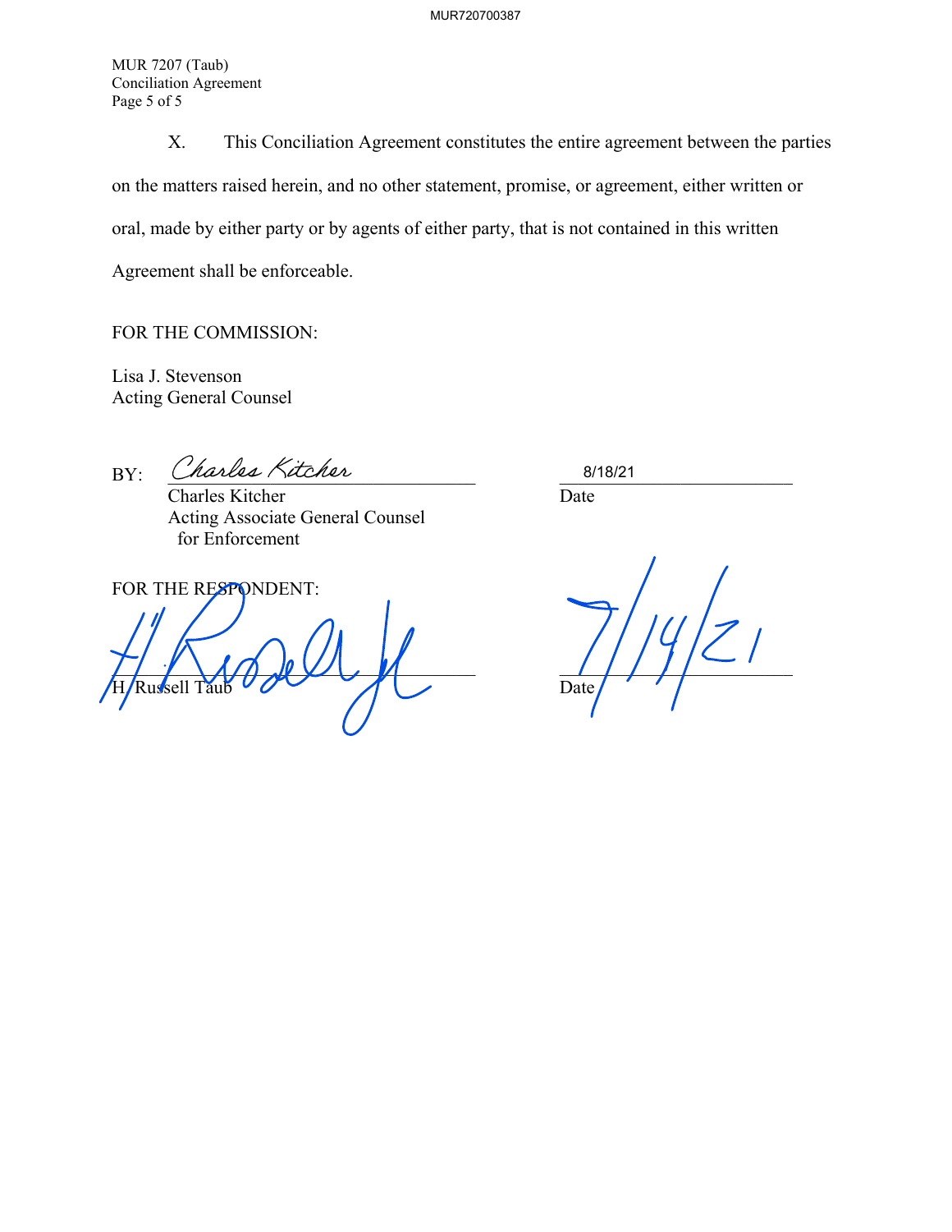MUR 7207 (Taub)
Conciliation Agreement

X. This Conciliation Agreement constitutes the entire agreement between the parties on the matters raised herein, and no other statement, promise, or agreement, either written or oral, made by either party or by agents of either party, that is not contained in this written Agreement shall be enforceable.

FOR THE COMMISSION:

Lisa J. Stevenson
Acting General Counsel

BY: *Charles Kitcher*
Charles Kitcher
Acting Associate General Counsel
for Enforcement

8/18/21
Date

FOR THE RESPONDENT:

*H. Russell Taub*
H. Russell Taub

7/14/21
Date